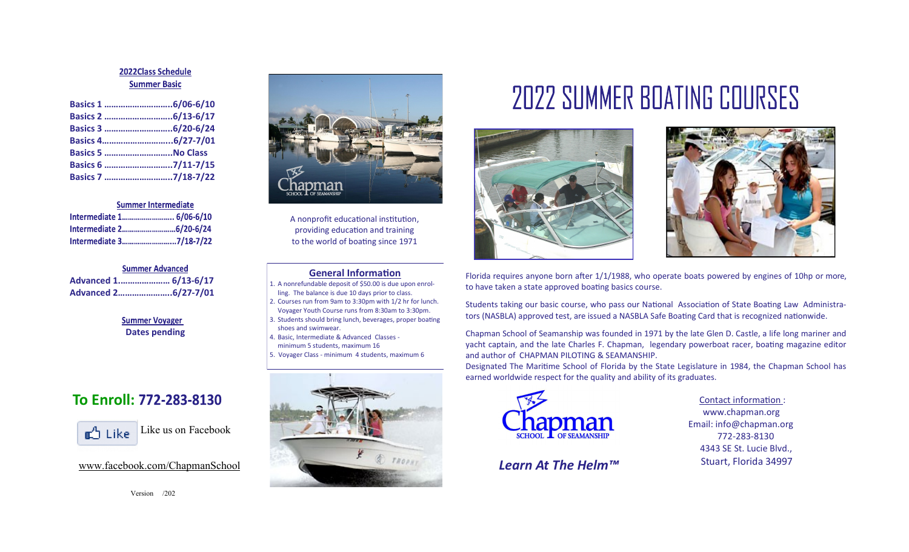### 2022Class Schedule

#### Summer Basic

**Basics 1 ............................6/06-6/10**
**Basics 2 ............................6/13-6/17**
**Basics 3 ............................6/20-6/24**
**Basics 4.............................6/27-7/01**
**Basics 5 ............................No Class**
**Basics 6 ............................7/11-7/15**
**Basics 7 ............................7/18-7/22**

#### Summer Intermediate

**Intermediate 1......................... 6/06-6/10**
**Intermediate 2..........................6/20-6/24**
**Intermediate 3..........................7/18-7/22**

#### Summer Advanced

**Advanced 1..................... 6/13-6/17**
**Advanced 2......................6/27-7/01**

#### Summer Voyager

**Dates pending**

## To Enroll: 772-283-8130

Like us on Facebook

www.facebook.com/ChapmanSchool

Version /202

A nonprofit educational institution, providing education and training to the world of boating since 1971

### General Information

1. A nonrefundable deposit of $50.00 is due upon enrolling. The balance is due 10 days prior to class.
2. Courses run from 9am to 3:30pm with 1/2 hr for lunch. Voyager Youth Course runs from 8:30am to 3:30pm.
3. Students should bring lunch, beverages, proper boating shoes and swimwear.
4. Basic, Intermediate & Advanced Classes - minimum 5 students, maximum 16
5. Voyager Class - minimum 4 students, maximum 6

# 2022 SUMMER BOATING COURSES

Florida requires anyone born after 1/1/1988, who operate boats powered by engines of 10hp or more, to have taken a state approved boating basics course.

Students taking our basic course, who pass our National Association of State Boating Law Administrators (NASBLA) approved test, are issued a NASBLA Safe Boating Card that is recognized nationwide.

Chapman School of Seamanship was founded in 1971 by the late Glen D. Castle, a life long mariner and yacht captain, and the late Charles F. Chapman, legendary powerboat racer, boating magazine editor and author of CHAPMAN PILOTING & SEAMANSHIP.
Designated The Maritime School of Florida by the State Legislature in 1984, the Chapman School has earned worldwide respect for the quality and ability of its graduates.

Chapman SCHOOL OF SEAMANSHIP

***Learn At The Helm™***

Contact information :
www.chapman.org
Email: info@chapman.org
772-283-8130
4343 SE St. Lucie Blvd.,
Stuart, Florida 34997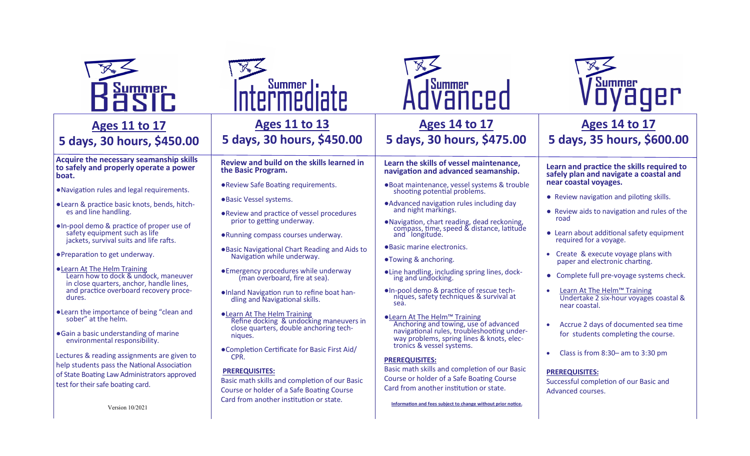# Summer Basic

## Ages 11 to 17
## 5 days, 30 hours, $450.00

**Acquire the necessary seamanship skills to safely and properly operate a power boat.**

- Navigation rules and legal requirements.
- Learn & practice basic knots, bends, hitches and line handling.
- In-pool demo & practice of proper use of safety equipment such as life jackets, survival suits and life rafts.
- Preparation to get underway.
- Learn At The Helm Training
  Learn how to dock & undock, maneuver in close quarters, anchor, handle lines, and practice overboard recovery procedures.
- Learn the importance of being "clean and sober" at the helm.
- Gain a basic understanding of marine environmental responsibility.

Lectures & reading assignments are given to help students pass the National Association of State Boating Law Administrators approved test for their safe boating card.

Version 10/2021

# Summer Intermediate

## Ages 11 to 13
## 5 days, 30 hours, $450.00

**Review and build on the skills learned in the Basic Program.**

- Review Safe Boating requirements.
- Basic Vessel systems.
- Review and practice of vessel procedures prior to getting underway.
- Running compass courses underway.
- Basic Navigational Chart Reading and Aids to Navigation while underway.
- Emergency procedures while underway (man overboard, fire at sea).
- Inland Navigation run to refine boat handling and Navigational skills.
- Learn At The Helm Training
  Refine docking & undocking maneuvers in close quarters, double anchoring techniques.
- Completion Certificate for Basic First Aid/ CPR.

**PREREQUISITES:**
Basic math skills and completion of our Basic Course or holder of a Safe Boating Course Card from another institution or state.

# Summer Advanced

## Ages 14 to 17
## 5 days, 30 hours, $475.00

**Learn the skills of vessel maintenance, navigation and advanced seamanship.**

- Boat maintenance, vessel systems & trouble shooting potential problems.
- Advanced navigation rules including day and night markings.
- Navigation, chart reading, dead reckoning, compass, time, speed & distance, latitude and longitude.
- Basic marine electronics.
- Towing & anchoring.
- Line handling, including spring lines, docking and undocking.
- In-pool demo & practice of rescue techniques, safety techniques & survival at sea.
- Learn At The Helm™ Training
  Anchoring and towing, use of advanced navigational rules, troubleshooting underway problems, spring lines & knots, electronics & vessel systems.

**PREREQUISITES:**
Basic math skills and completion of our Basic Course or holder of a Safe Boating Course Card from another institution or state.

**Information and fees subject to change without prior notice.**

# Summer Voyager

## Ages 14 to 17
## 5 days, 35 hours, $600.00

**Learn and practice the skills required to safely plan and navigate a coastal and near coastal voyages.**

- Review navigation and piloting skills.
- Review aids to navigation and rules of the road
- Learn about additional safety equipment required for a voyage.
- Create & execute voyage plans with paper and electronic charting.
- Complete full pre-voyage systems check.
- Learn At The Helm™ Training
  Undertake 2 six-hour voyages coastal & near coastal.
- Accrue 2 days of documented sea time for students completing the course.
- Class is from 8:30– am to 3:30 pm

**PREREQUISITES:**
Successful completion of our Basic and Advanced courses.